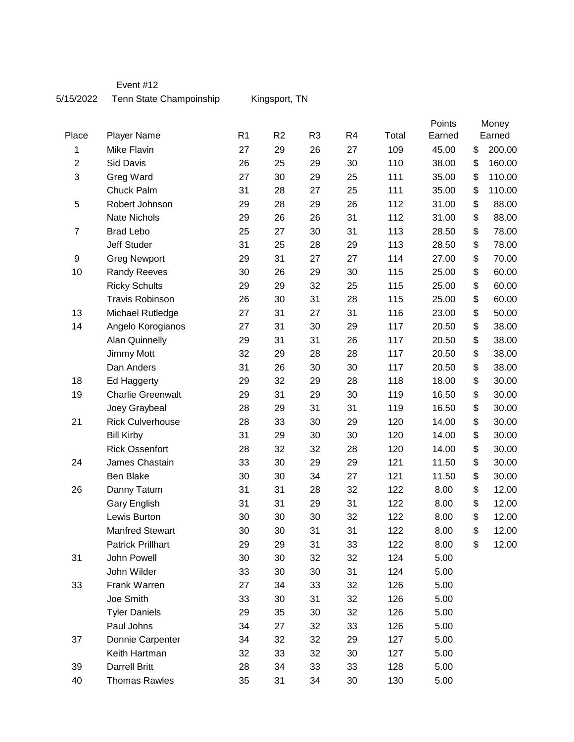Event #12

5/15/2022 Tenn State Champoinship Kingsport, TN

| Place | Player Name | R1 | R2 | R3 | R4 | Total | Points Earned | Money Earned |
|---|---|---|---|---|---|---|---|---|
| 1 | Mike Flavin | 27 | 29 | 26 | 27 | 109 | 45.00 | $ 200.00 |
| 2 | Sid Davis | 26 | 25 | 29 | 30 | 110 | 38.00 | $ 160.00 |
| 3 | Greg Ward | 27 | 30 | 29 | 25 | 111 | 35.00 | $ 110.00 |
| | Chuck Palm | 31 | 28 | 27 | 25 | 111 | 35.00 | $ 110.00 |
| 5 | Robert Johnson | 29 | 28 | 29 | 26 | 112 | 31.00 | $ 88.00 |
| | Nate Nichols | 29 | 26 | 26 | 31 | 112 | 31.00 | $ 88.00 |
| 7 | Brad Lebo | 25 | 27 | 30 | 31 | 113 | 28.50 | $ 78.00 |
| | Jeff Studer | 31 | 25 | 28 | 29 | 113 | 28.50 | $ 78.00 |
| 9 | Greg Newport | 29 | 31 | 27 | 27 | 114 | 27.00 | $ 70.00 |
| 10 | Randy Reeves | 30 | 26 | 29 | 30 | 115 | 25.00 | $ 60.00 |
| | Ricky Schults | 29 | 29 | 32 | 25 | 115 | 25.00 | $ 60.00 |
| | Travis Robinson | 26 | 30 | 31 | 28 | 115 | 25.00 | $ 60.00 |
| 13 | Michael Rutledge | 27 | 31 | 27 | 31 | 116 | 23.00 | $ 50.00 |
| 14 | Angelo Korogianos | 27 | 31 | 30 | 29 | 117 | 20.50 | $ 38.00 |
| | Alan Quinnelly | 29 | 31 | 31 | 26 | 117 | 20.50 | $ 38.00 |
| | Jimmy Mott | 32 | 29 | 28 | 28 | 117 | 20.50 | $ 38.00 |
| | Dan Anders | 31 | 26 | 30 | 30 | 117 | 20.50 | $ 38.00 |
| 18 | Ed Haggerty | 29 | 32 | 29 | 28 | 118 | 18.00 | $ 30.00 |
| 19 | Charlie Greenwalt | 29 | 31 | 29 | 30 | 119 | 16.50 | $ 30.00 |
| | Joey Graybeal | 28 | 29 | 31 | 31 | 119 | 16.50 | $ 30.00 |
| 21 | Rick Culverhouse | 28 | 33 | 30 | 29 | 120 | 14.00 | $ 30.00 |
| | Bill Kirby | 31 | 29 | 30 | 30 | 120 | 14.00 | $ 30.00 |
| | Rick Ossenfort | 28 | 32 | 32 | 28 | 120 | 14.00 | $ 30.00 |
| 24 | James Chastain | 33 | 30 | 29 | 29 | 121 | 11.50 | $ 30.00 |
| | Ben Blake | 30 | 30 | 34 | 27 | 121 | 11.50 | $ 30.00 |
| 26 | Danny Tatum | 31 | 31 | 28 | 32 | 122 | 8.00 | $ 12.00 |
| | Gary English | 31 | 31 | 29 | 31 | 122 | 8.00 | $ 12.00 |
| | Lewis Burton | 30 | 30 | 30 | 32 | 122 | 8.00 | $ 12.00 |
| | Manfred Stewart | 30 | 30 | 31 | 31 | 122 | 8.00 | $ 12.00 |
| | Patrick Prillhart | 29 | 29 | 31 | 33 | 122 | 8.00 | $ 12.00 |
| 31 | John Powell | 30 | 30 | 32 | 32 | 124 | 5.00 | |
| | John Wilder | 33 | 30 | 30 | 31 | 124 | 5.00 | |
| 33 | Frank Warren | 27 | 34 | 33 | 32 | 126 | 5.00 | |
| | Joe Smith | 33 | 30 | 31 | 32 | 126 | 5.00 | |
| | Tyler Daniels | 29 | 35 | 30 | 32 | 126 | 5.00 | |
| | Paul Johns | 34 | 27 | 32 | 33 | 126 | 5.00 | |
| 37 | Donnie Carpenter | 34 | 32 | 32 | 29 | 127 | 5.00 | |
| | Keith Hartman | 32 | 33 | 32 | 30 | 127 | 5.00 | |
| 39 | Darrell Britt | 28 | 34 | 33 | 33 | 128 | 5.00 | |
| 40 | Thomas Rawles | 35 | 31 | 34 | 30 | 130 | 5.00 | |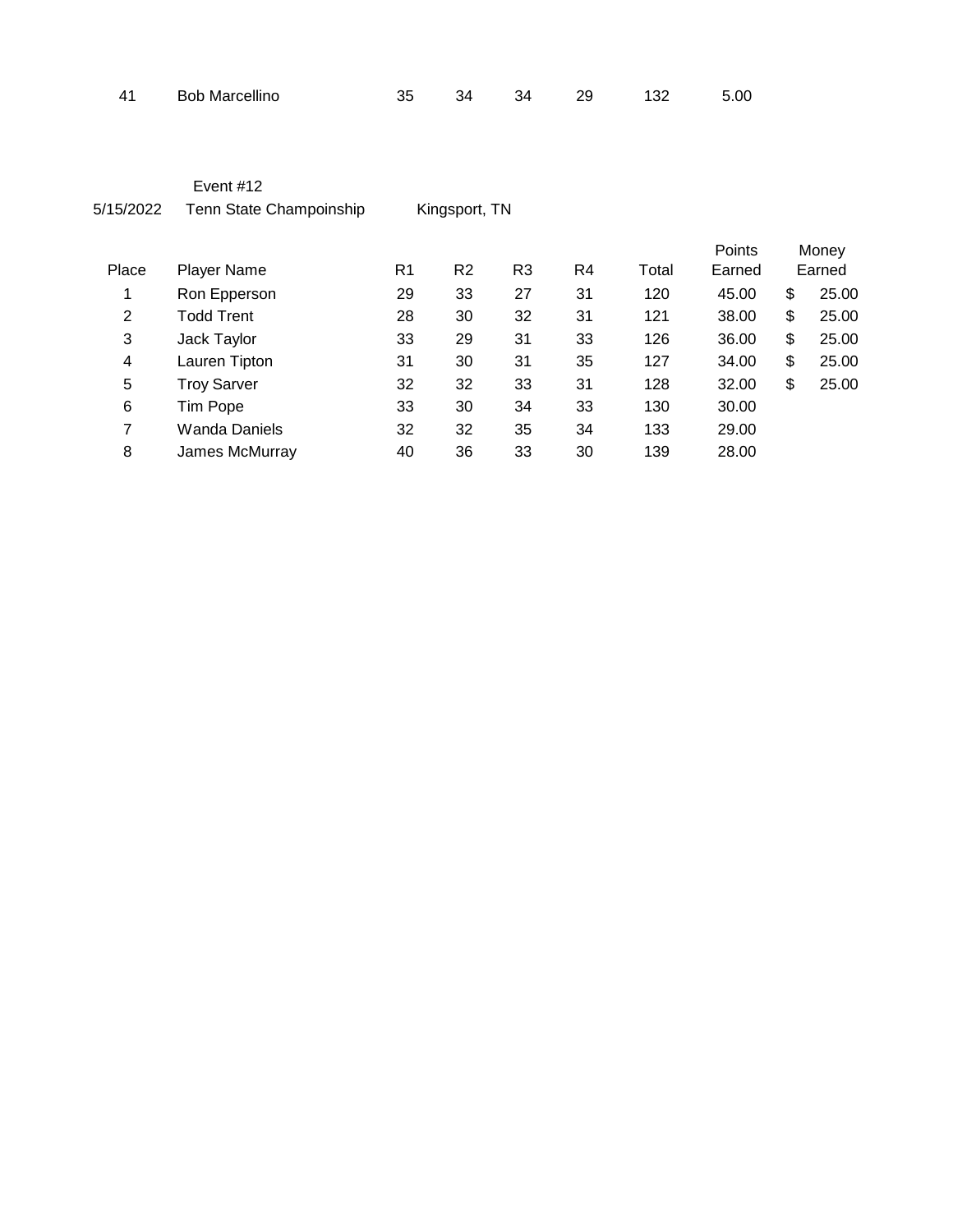| | | | | | | | | |
|---|---|---|---|---|---|---|---|---|
| 41 | Bob Marcellino | 35 | 34 | 34 | 29 | 132 | 5.00 | |

Event #12

5/15/2022 Tenn State Champoinship Kingsport, TN

| Place | Player Name | R1 | R2 | R3 | R4 | Total | Points Earned | Money Earned |
|---|---|---|---|---|---|---|---|---|
| 1 | Ron Epperson | 29 | 33 | 27 | 31 | 120 | 45.00 | $ 25.00 |
| 2 | Todd Trent | 28 | 30 | 32 | 31 | 121 | 38.00 | $ 25.00 |
| 3 | Jack Taylor | 33 | 29 | 31 | 33 | 126 | 36.00 | $ 25.00 |
| 4 | Lauren Tipton | 31 | 30 | 31 | 35 | 127 | 34.00 | $ 25.00 |
| 5 | Troy Sarver | 32 | 32 | 33 | 31 | 128 | 32.00 | $ 25.00 |
| 6 | Tim Pope | 33 | 30 | 34 | 33 | 130 | 30.00 | |
| 7 | Wanda Daniels | 32 | 32 | 35 | 34 | 133 | 29.00 | |
| 8 | James McMurray | 40 | 36 | 33 | 30 | 139 | 28.00 | |